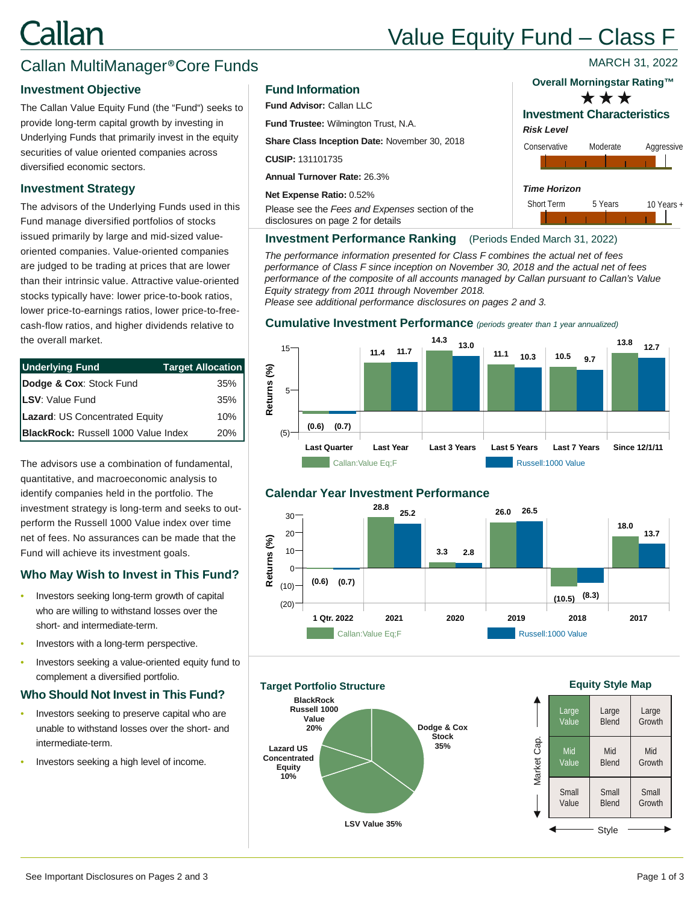# Callan

# Value Equity Fund – Class F

## Callan MultiManager® Core Funds

MARCH 31, 2022

### Investment Objective

The Callan Value Equity Fund (the "Fund") seeks to provide long-term capital growth by investing in Underlying Funds that primarily invest in the equity securities of value oriented companies across diversified economic sectors.

### Investment Strategy

The advisors of the Underlying Funds used in this Fund manage diversified portfolios of stocks issued primarily by large and mid-sized value-oriented companies. Value-oriented companies are judged to be trading at prices that are lower than their intrinsic value. Attractive value-oriented stocks typically have: lower price-to-book ratios, lower price-to-earnings ratios, lower price-to-free-cash-flow ratios, and higher dividends relative to the overall market.

| Underlying Fund | Target Allocation |
|---|---|
| **Dodge & Cox**: Stock Fund | 35% |
| **LSV**: Value Fund | 35% |
| **Lazard**: US Concentrated Equity | 10% |
| **BlackRock:** Russell 1000 Value Index | 20% |

The advisors use a combination of fundamental, quantitative, and macroeconomic analysis to identify companies held in the portfolio. The investment strategy is long-term and seeks to out-perform the Russell 1000 Value index over time net of fees. No assurances can be made that the Fund will achieve its investment goals.

### Who May Wish to Invest in This Fund?

- Investors seeking long-term growth of capital who are willing to withstand losses over the short- and intermediate-term.
- Investors with a long-term perspective.
- Investors seeking a value-oriented equity fund to complement a diversified portfolio.

### Who Should Not Invest in This Fund?

- Investors seeking to preserve capital who are unable to withstand losses over the short- and intermediate-term.
- Investors seeking a high level of income.

### Fund Information

**Fund Advisor:** Callan LLC

**Fund Trustee:** Wilmington Trust, N.A.

**Share Class Inception Date:** November 30, 2018

**CUSIP:** 131101735

**Annual Turnover Rate:** 26.3%

**Net Expense Ratio:** 0.52%

Please see the *Fees and Expenses* section of the disclosures on page 2 for details

### Overall Morningstar Rating™

★★★

### Investment Characteristics

***Risk Level***

Conservative — Moderate — Aggressive

***Time Horizon***

Short Term — 5 Years — 10 Years +

### Investment Performance Ranking (Periods Ended March 31, 2022)

*The performance information presented for Class F combines the actual net of fees performance of Class F since inception on November 30, 2018 and the actual net of fees performance of the composite of all accounts managed by Callan pursuant to Callan's Value Equity strategy from 2011 through November 2018.*
*Please see additional performance disclosures on pages 2 and 3.*

### Cumulative Investment Performance *(periods greater than 1 year annualized)*

| Returns (%) | Last Quarter | Last Year | Last 3 Years | Last 5 Years | Last 7 Years | Since 12/1/11 |
|---|---|---|---|---|---|---|
| Callan:Value Eq;F | (0.6) | 11.4 | 14.3 | 11.1 | 10.5 | 13.8 |
| Russell:1000 Value | (0.7) | 11.7 | 13.0 | 10.3 | 9.7 | 12.7 |

### Calendar Year Investment Performance

| Returns (%) | 1 Qtr. 2022 | 2021 | 2020 | 2019 | 2018 | 2017 |
|---|---|---|---|---|---|---|
| Callan:Value Eq;F | (0.6) | 28.8 | 3.3 | 26.0 | (10.5) | 18.0 |
| Russell:1000 Value | (0.7) | 25.2 | 2.8 | 26.5 | (8.3) | 13.7 |

### Target Portfolio Structure

- Dodge & Cox Stock 35%
- LSV Value 35%
- Lazard US Concentrated Equity 10%
- BlackRock Russell 1000 Value 20%

### Equity Style Map

| | | |
|---|---|---|
| **Large Value** | Large Blend | Large Growth |
| Mid Value | Mid Blend | Mid Growth |
| Small Value | Small Blend | Small Growth |

See Important Disclosures on Pages 2 and 3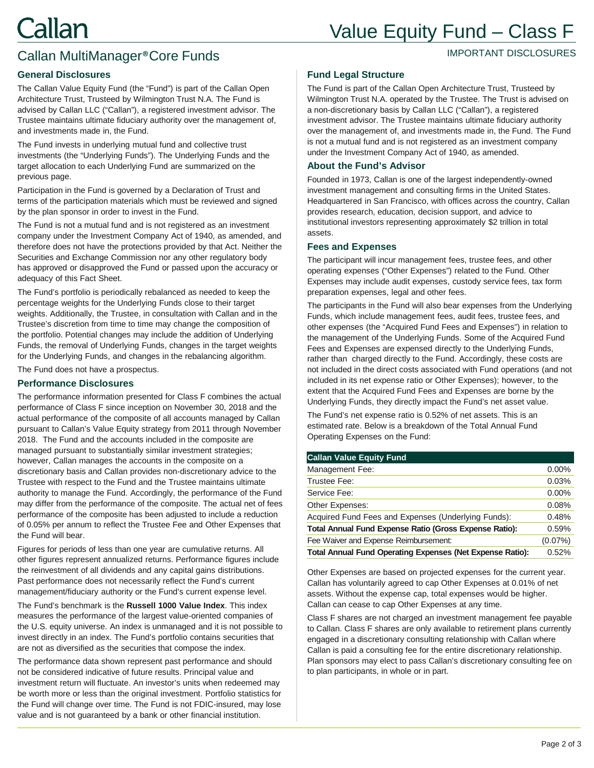# Value Equity Fund – Class F

## Callan MultiManager® Core Funds

IMPORTANT DISCLOSURES

### General Disclosures

The Callan Value Equity Fund (the "Fund") is part of the Callan Open Architecture Trust, Trusteed by Wilmington Trust N.A. The Fund is advised by Callan LLC ("Callan"), a registered investment advisor. The Trustee maintains ultimate fiduciary authority over the management of, and investments made in, the Fund.

The Fund invests in underlying mutual fund and collective trust investments (the "Underlying Funds"). The Underlying Funds and the target allocation to each Underlying Fund are summarized on the previous page.

Participation in the Fund is governed by a Declaration of Trust and terms of the participation materials which must be reviewed and signed by the plan sponsor in order to invest in the Fund.

The Fund is not a mutual fund and is not registered as an investment company under the Investment Company Act of 1940, as amended, and therefore does not have the protections provided by that Act. Neither the Securities and Exchange Commission nor any other regulatory body has approved or disapproved the Fund or passed upon the accuracy or adequacy of this Fact Sheet.

The Fund's portfolio is periodically rebalanced as needed to keep the percentage weights for the Underlying Funds close to their target weights. Additionally, the Trustee, in consultation with Callan and in the Trustee's discretion from time to time may change the composition of the portfolio. Potential changes may include the addition of Underlying Funds, the removal of Underlying Funds, changes in the target weights for the Underlying Funds, and changes in the rebalancing algorithm.

The Fund does not have a prospectus.

### Performance Disclosures

The performance information presented for Class F combines the actual performance of Class F since inception on November 30, 2018 and the actual performance of the composite of all accounts managed by Callan pursuant to Callan's Value Equity strategy from 2011 through November 2018. The Fund and the accounts included in the composite are managed pursuant to substantially similar investment strategies; however, Callan manages the accounts in the composite on a discretionary basis and Callan provides non-discretionary advice to the Trustee with respect to the Fund and the Trustee maintains ultimate authority to manage the Fund. Accordingly, the performance of the Fund may differ from the performance of the composite. The actual net of fees performance of the composite has been adjusted to include a reduction of 0.05% per annum to reflect the Trustee Fee and Other Expenses that the Fund will bear.

Figures for periods of less than one year are cumulative returns. All other figures represent annualized returns. Performance figures include the reinvestment of all dividends and any capital gains distributions. Past performance does not necessarily reflect the Fund's current management/fiduciary authority or the Fund's current expense level.

The Fund's benchmark is the **Russell 1000 Value Index**. This index measures the performance of the largest value-oriented companies of the U.S. equity universe. An index is unmanaged and it is not possible to invest directly in an index. The Fund's portfolio contains securities that are not as diversified as the securities that compose the index.

The performance data shown represent past performance and should not be considered indicative of future results. Principal value and investment return will fluctuate. An investor's units when redeemed may be worth more or less than the original investment. Portfolio statistics for the Fund will change over time. The Fund is not FDIC-insured, may lose value and is not guaranteed by a bank or other financial institution.

### Fund Legal Structure

The Fund is part of the Callan Open Architecture Trust, Trusteed by Wilmington Trust N.A. operated by the Trustee. The Trust is advised on a non-discretionary basis by Callan LLC ("Callan"), a registered investment advisor. The Trustee maintains ultimate fiduciary authority over the management of, and investments made in, the Fund. The Fund is not a mutual fund and is not registered as an investment company under the Investment Company Act of 1940, as amended.

### About the Fund's Advisor

Founded in 1973, Callan is one of the largest independently-owned investment management and consulting firms in the United States. Headquartered in San Francisco, with offices across the country, Callan provides research, education, decision support, and advice to institutional investors representing approximately $2 trillion in total assets.

### Fees and Expenses

The participant will incur management fees, trustee fees, and other operating expenses ("Other Expenses") related to the Fund. Other Expenses may include audit expenses, custody service fees, tax form preparation expenses, legal and other fees.

The participants in the Fund will also bear expenses from the Underlying Funds, which include management fees, audit fees, trustee fees, and other expenses (the "Acquired Fund Fees and Expenses") in relation to the management of the Underlying Funds. Some of the Acquired Fund Fees and Expenses are expensed directly to the Underlying Funds, rather than charged directly to the Fund. Accordingly, these costs are not included in the direct costs associated with Fund operations (and not included in its net expense ratio or Other Expenses); however, to the extent that the Acquired Fund Fees and Expenses are borne by the Underlying Funds, they directly impact the Fund's net asset value.

The Fund's net expense ratio is 0.52% of net assets. This is an estimated rate. Below is a breakdown of the Total Annual Fund Operating Expenses on the Fund:

| Callan Value Equity Fund | |
|---|---|
| Management Fee: | 0.00% |
| Trustee Fee: | 0.03% |
| Service Fee: | 0.00% |
| Other Expenses: | 0.08% |
| Acquired Fund Fees and Expenses (Underlying Funds): | 0.48% |
| **Total Annual Fund Expense Ratio (Gross Expense Ratio):** | 0.59% |
| Fee Waiver and Expense Reimbursement: | (0.07%) |
| **Total Annual Fund Operating Expenses (Net Expense Ratio):** | 0.52% |

Other Expenses are based on projected expenses for the current year. Callan has voluntarily agreed to cap Other Expenses at 0.01% of net assets. Without the expense cap, total expenses would be higher. Callan can cease to cap Other Expenses at any time.

Class F shares are not charged an investment management fee payable to Callan. Class F shares are only available to retirement plans currently engaged in a discretionary consulting relationship with Callan where Callan is paid a consulting fee for the entire discretionary relationship. Plan sponsors may elect to pass Callan's discretionary consulting fee on to plan participants, in whole or in part.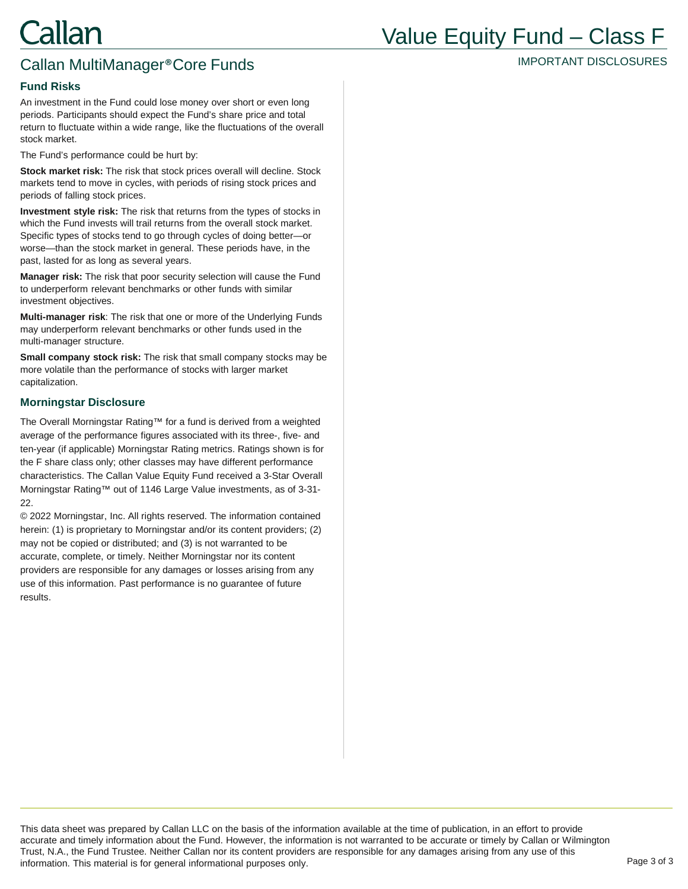# Value Equity Fund – Class F

## Callan MultiManager® Core Funds

IMPORTANT DISCLOSURES

### Fund Risks

An investment in the Fund could lose money over short or even long periods. Participants should expect the Fund's share price and total return to fluctuate within a wide range, like the fluctuations of the overall stock market.

The Fund's performance could be hurt by:

**Stock market risk:** The risk that stock prices overall will decline. Stock markets tend to move in cycles, with periods of rising stock prices and periods of falling stock prices.

**Investment style risk:** The risk that returns from the types of stocks in which the Fund invests will trail returns from the overall stock market. Specific types of stocks tend to go through cycles of doing better—or worse—than the stock market in general. These periods have, in the past, lasted for as long as several years.

**Manager risk:** The risk that poor security selection will cause the Fund to underperform relevant benchmarks or other funds with similar investment objectives.

**Multi-manager risk**: The risk that one or more of the Underlying Funds may underperform relevant benchmarks or other funds used in the multi-manager structure.

**Small company stock risk:** The risk that small company stocks may be more volatile than the performance of stocks with larger market capitalization.

### Morningstar Disclosure

The Overall Morningstar Rating™ for a fund is derived from a weighted average of the performance figures associated with its three-, five- and ten-year (if applicable) Morningstar Rating metrics. Ratings shown is for the F share class only; other classes may have different performance characteristics. The Callan Value Equity Fund received a 3-Star Overall Morningstar Rating™ out of 1146 Large Value investments, as of 3-31-22.

© 2022 Morningstar, Inc. All rights reserved. The information contained herein: (1) is proprietary to Morningstar and/or its content providers; (2) may not be copied or distributed; and (3) is not warranted to be accurate, complete, or timely. Neither Morningstar nor its content providers are responsible for any damages or losses arising from any use of this information. Past performance is no guarantee of future results.

This data sheet was prepared by Callan LLC on the basis of the information available at the time of publication, in an effort to provide accurate and timely information about the Fund. However, the information is not warranted to be accurate or timely by Callan or Wilmington Trust, N.A., the Fund Trustee. Neither Callan nor its content providers are responsible for any damages arising from any use of this information. This material is for general informational purposes only.